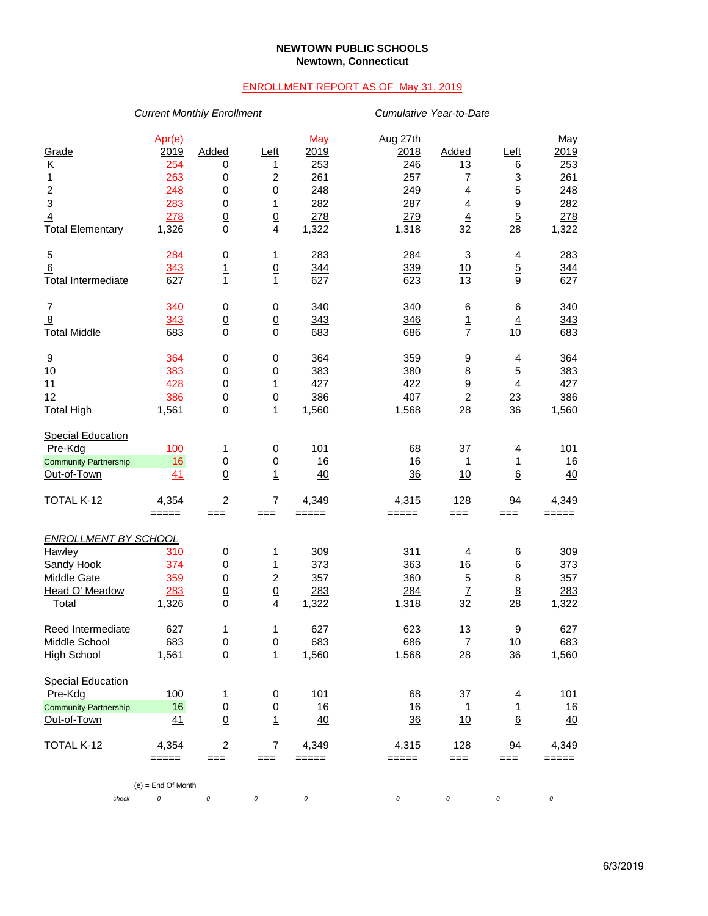**NEWTOWN PUBLIC SCHOOLS**
**Newtown, Connecticut**

ENROLLMENT REPORT AS OF May 31, 2019

| | *Current Monthly Enrollment* | | | | *Cumulative Year-to-Date* | | | |
|---|---|---|---|---|---|---|---|---|
| Grade | Apr(e) 2019 | Added | Left | May 2019 | Aug 27th 2018 | Added | Left | May 2019 |
| K | 254 | 0 | 1 | 253 | 246 | 13 | 6 | 253 |
| 1 | 263 | 0 | 2 | 261 | 257 | 7 | 3 | 261 |
| 2 | 248 | 0 | 0 | 248 | 249 | 4 | 5 | 248 |
| 3 | 283 | 0 | 1 | 282 | 287 | 4 | 9 | 282 |
| 4 | 278 | 0 | 0 | 278 | 279 | 4 | 5 | 278 |
| Total Elementary | 1,326 | 0 | 4 | 1,322 | 1,318 | 32 | 28 | 1,322 |
| | | | | | | | | |
| 5 | 284 | 0 | 1 | 283 | 284 | 3 | 4 | 283 |
| 6 | 343 | 1 | 0 | 344 | 339 | 10 | 5 | 344 |
| Total Intermediate | 627 | 1 | 1 | 627 | 623 | 13 | 9 | 627 |
| | | | | | | | | |
| 7 | 340 | 0 | 0 | 340 | 340 | 6 | 6 | 340 |
| 8 | 343 | 0 | 0 | 343 | 346 | 1 | 4 | 343 |
| Total Middle | 683 | 0 | 0 | 683 | 686 | 7 | 10 | 683 |
| | | | | | | | | |
| 9 | 364 | 0 | 0 | 364 | 359 | 9 | 4 | 364 |
| 10 | 383 | 0 | 0 | 383 | 380 | 8 | 5 | 383 |
| 11 | 428 | 0 | 1 | 427 | 422 | 9 | 4 | 427 |
| 12 | 386 | 0 | 0 | 386 | 407 | 2 | 23 | 386 |
| Total High | 1,561 | 0 | 1 | 1,560 | 1,568 | 28 | 36 | 1,560 |
| | | | | | | | | |
| Special Education | | | | | | | | |
| Pre-Kdg | 100 | 1 | 0 | 101 | 68 | 37 | 4 | 101 |
| Community Partnership | 16 | 0 | 0 | 16 | 16 | 1 | 1 | 16 |
| Out-of-Town | 41 | 0 | 1 | 40 | 36 | 10 | 6 | 40 |
| | | | | | | | | |
| TOTAL K-12 | 4,354 | 2 | 7 | 4,349 | 4,315 | 128 | 94 | 4,349 |
| | | | | | | | | |
| *ENROLLMENT BY SCHOOL* | | | | | | | | |
| Hawley | 310 | 0 | 1 | 309 | 311 | 4 | 6 | 309 |
| Sandy Hook | 374 | 0 | 1 | 373 | 363 | 16 | 6 | 373 |
| Middle Gate | 359 | 0 | 2 | 357 | 360 | 5 | 8 | 357 |
| Head O' Meadow | 283 | 0 | 0 | 283 | 284 | 7 | 8 | 283 |
| Total | 1,326 | 0 | 4 | 1,322 | 1,318 | 32 | 28 | 1,322 |
| | | | | | | | | |
| Reed Intermediate | 627 | 1 | 1 | 627 | 623 | 13 | 9 | 627 |
| Middle School | 683 | 0 | 0 | 683 | 686 | 7 | 10 | 683 |
| High School | 1,561 | 0 | 1 | 1,560 | 1,568 | 28 | 36 | 1,560 |
| | | | | | | | | |
| Special Education | | | | | | | | |
| Pre-Kdg | 100 | 1 | 0 | 101 | 68 | 37 | 4 | 101 |
| Community Partnership | 16 | 0 | 0 | 16 | 16 | 1 | 1 | 16 |
| Out-of-Town | 41 | 0 | 1 | 40 | 36 | 10 | 6 | 40 |
| | | | | | | | | |
| TOTAL K-12 | 4,354 | 2 | 7 | 4,349 | 4,315 | 128 | 94 | 4,349 |
| *check* | *0* | *0* | *0* | *0* | *0* | *0* | *0* | *0* |

(e) = End Of Month

6/3/2019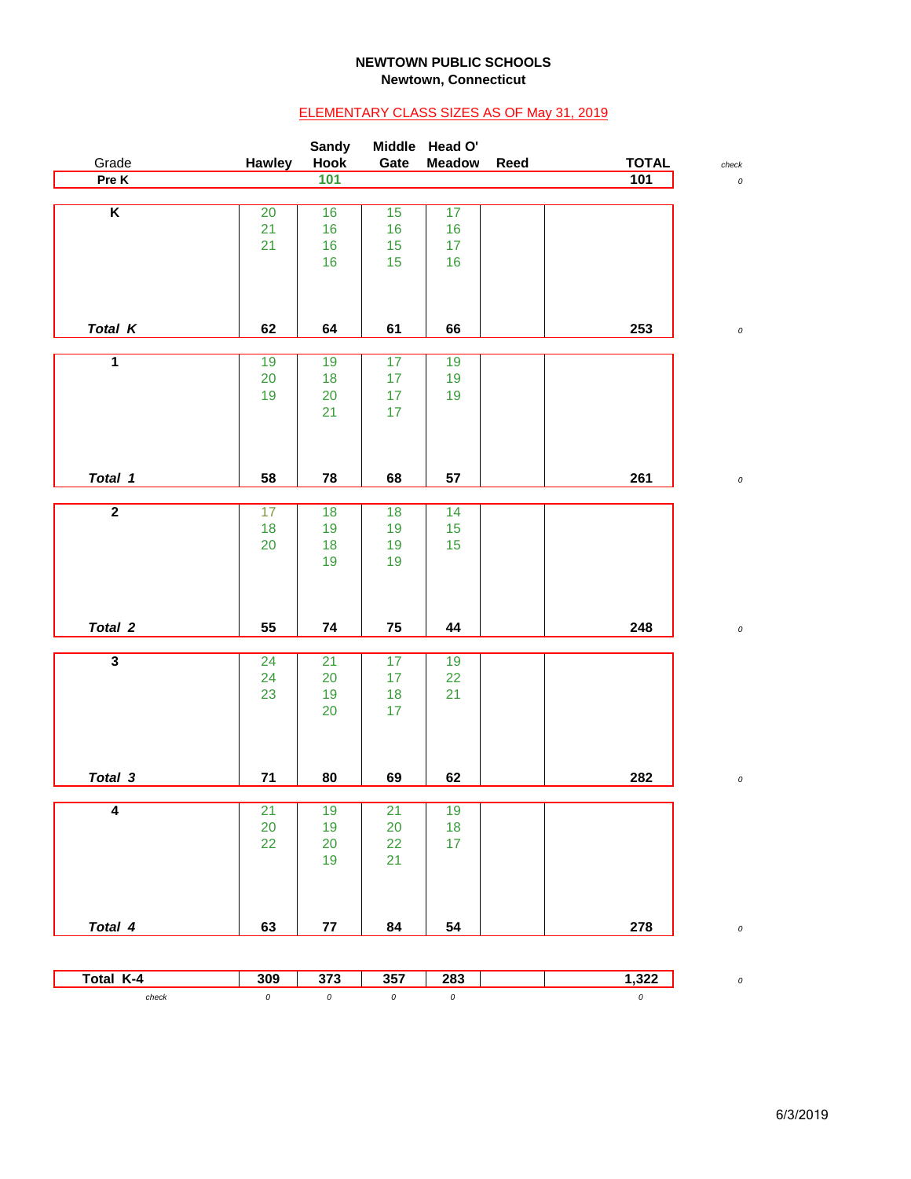**NEWTOWN PUBLIC SCHOOLS**
**Newtown, Connecticut**

ELEMENTARY CLASS SIZES AS OF May 31, 2019

| Grade | Hawley | Sandy Hook | Middle Gate | Head O' Meadow | Reed | TOTAL | check |
|---|---|---|---|---|---|---|---|
| **Pre K** | | 101 | | | | 101 | 0 |
| **K** | 20 | 16 | 15 | 17 | | | |
| | 21 | 16 | 16 | 16 | | | |
| | 21 | 16 | 15 | 17 | | | |
| | | 16 | 15 | 16 | | | |
| ***Total K*** | **62** | **64** | **61** | **66** | | **253** | 0 |
| **1** | 19 | 19 | 17 | 19 | | | |
| | 20 | 18 | 17 | 19 | | | |
| | 19 | 20 | 17 | 19 | | | |
| | | 21 | 17 | | | | |
| ***Total 1*** | **58** | **78** | **68** | **57** | | **261** | 0 |
| **2** | 17 | 18 | 18 | 14 | | | |
| | 18 | 19 | 19 | 15 | | | |
| | 20 | 18 | 19 | 15 | | | |
| | | 19 | 19 | | | | |
| ***Total 2*** | **55** | **74** | **75** | **44** | | **248** | 0 |
| **3** | 24 | 21 | 17 | 19 | | | |
| | 24 | 20 | 17 | 22 | | | |
| | 23 | 19 | 18 | 21 | | | |
| | | 20 | 17 | | | | |
| ***Total 3*** | **71** | **80** | **69** | **62** | | **282** | 0 |
| **4** | 21 | 19 | 21 | 19 | | | |
| | 20 | 19 | 20 | 18 | | | |
| | 22 | 20 | 22 | 17 | | | |
| | | 19 | 21 | | | | |
| ***Total 4*** | **63** | **77** | **84** | **54** | | **278** | 0 |
| **Total K-4** | **309** | **373** | **357** | **283** | | **1,322** | 0 |
| *check* | *0* | *0* | *0* | *0* | | *0* | |

6/3/2019